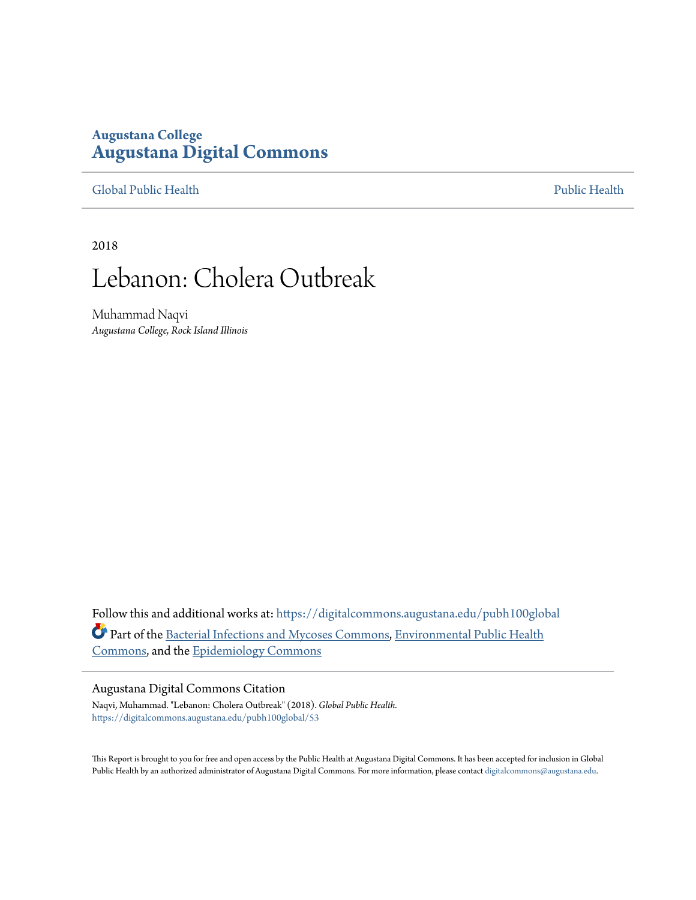Augustana College
# Augustana Digital Commons

Global Public Health | Public Health

2018

# Lebanon: Cholera Outbreak

Muhammad Naqvi
*Augustana College, Rock Island Illinois*

Follow this and additional works at: https://digitalcommons.augustana.edu/pubh100global

Part of the Bacterial Infections and Mycoses Commons, Environmental Public Health Commons, and the Epidemiology Commons

## Augustana Digital Commons Citation

Naqvi, Muhammad. "Lebanon: Cholera Outbreak" (2018). *Global Public Health.*
https://digitalcommons.augustana.edu/pubh100global/53

This Report is brought to you for free and open access by the Public Health at Augustana Digital Commons. It has been accepted for inclusion in Global Public Health by an authorized administrator of Augustana Digital Commons. For more information, please contact digitalcommons@augustana.edu.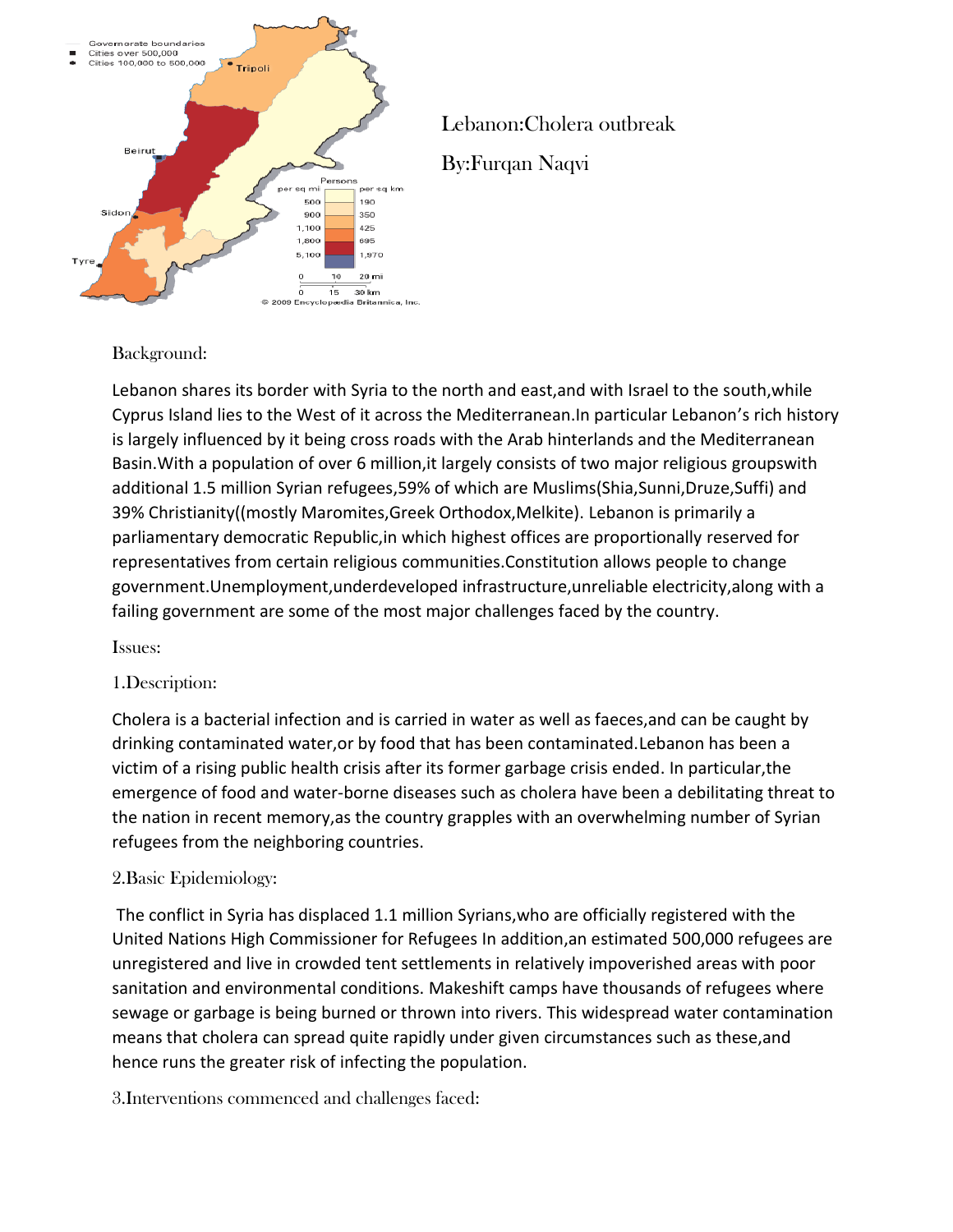Lebanon:Cholera outbreak

By:Furqan Naqvi

Background:

Lebanon shares its border with Syria to the north and east,and with Israel to the south,while Cyprus Island lies to the West of it across the Mediterranean.In particular Lebanon's rich history is largely influenced by it being cross roads with the Arab hinterlands and the Mediterranean Basin.With a population of over 6 million,it largely consists of two major religious groupswith additional 1.5 million Syrian refugees,59% of which are Muslims(Shia,Sunni,Druze,Suffi) and 39% Christianity((mostly Maromites,Greek Orthodox,Melkite). Lebanon is primarily a parliamentary democratic Republic,in which highest offices are proportionally reserved for representatives from certain religious communities.Constitution allows people to change government.Unemployment,underdeveloped infrastructure,unreliable electricity,along with a failing government are some of the most major challenges faced by the country.

Issues:

1.Description:

Cholera is a bacterial infection and is carried in water as well as faeces,and can be caught by drinking contaminated water,or by food that has been contaminated.Lebanon has been a victim of a rising public health crisis after its former garbage crisis ended. In particular,the emergence of food and water-borne diseases such as cholera have been a debilitating threat to the nation in recent memory,as the country grapples with an overwhelming number of Syrian refugees from the neighboring countries.

2.Basic Epidemiology:

The conflict in Syria has displaced 1.1 million Syrians,who are officially registered with the United Nations High Commissioner for Refugees In addition,an estimated 500,000 refugees are unregistered and live in crowded tent settlements in relatively impoverished areas with poor sanitation and environmental conditions. Makeshift camps have thousands of refugees where sewage or garbage is being burned or thrown into rivers. This widespread water contamination means that cholera can spread quite rapidly under given circumstances such as these,and hence runs the greater risk of infecting the population.

3.Interventions commenced and challenges faced: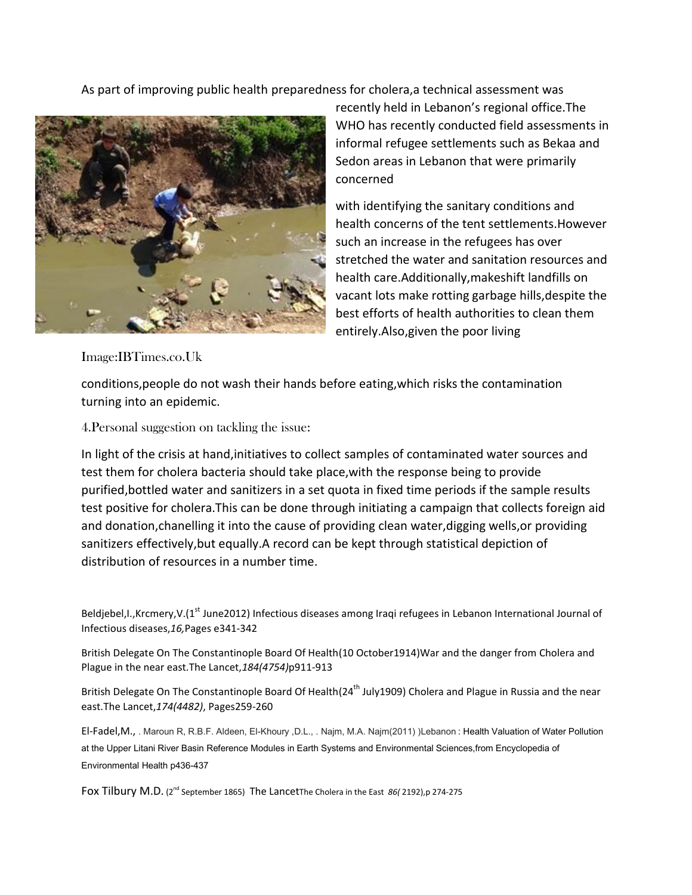As part of improving public health preparedness for cholera,a technical assessment was recently held in Lebanon's regional office.The WHO has recently conducted field assessments in informal refugee settlements such as Bekaa and Sedon areas in Lebanon that were primarily concerned with identifying the sanitary conditions and health concerns of the tent settlements.However such an increase in the refugees has over stretched the water and sanitation resources and health care.Additionally,makeshift landfills on vacant lots make rotting garbage hills,despite the best efforts of health authorities to clean them entirely.Also,given the poor living conditions,people do not wash their hands before eating,which risks the contamination turning into an epidemic.

Image:IBTimes.co.Uk

4.Personal suggestion on tackling the issue:

In light of the crisis at hand,initiatives to collect samples of contaminated water sources and test them for cholera bacteria should take place,with the response being to provide purified,bottled water and sanitizers in a set quota in fixed time periods if the sample results test positive for cholera.This can be done through initiating a campaign that collects foreign aid and donation,chanelling it into the cause of providing clean water,digging wells,or providing sanitizers effectively,but equally.A record can be kept through statistical depiction of distribution of resources in a number time.

Beldjebel,I.,Krcmery,V.(1st June2012) Infectious diseases among Iraqi refugees in Lebanon International Journal of Infectious diseases,*16,*Pages e341-342

British Delegate On The Constantinople Board Of Health(10 October1914)War and the danger from Cholera and Plague in the near east.The Lancet,*184(4754)*p911-913

British Delegate On The Constantinople Board Of Health(24th July1909) Cholera and Plague in Russia and the near east.The Lancet,*174(4482)*, Pages259-260

El-Fadel,M., . Maroun R, R.B.F. Aldeen, El-Khoury ,D.L., . Najm, M.A. Najm(2011) )Lebanon : Health Valuation of Water Pollution at the Upper Litani River Basin Reference Modules in Earth Systems and Environmental Sciences,from Encyclopedia of Environmental Health p436-437

Fox Tilbury M.D. (2nd September 1865) The LancetThe Cholera in the East *86(* 2192),p 274-275